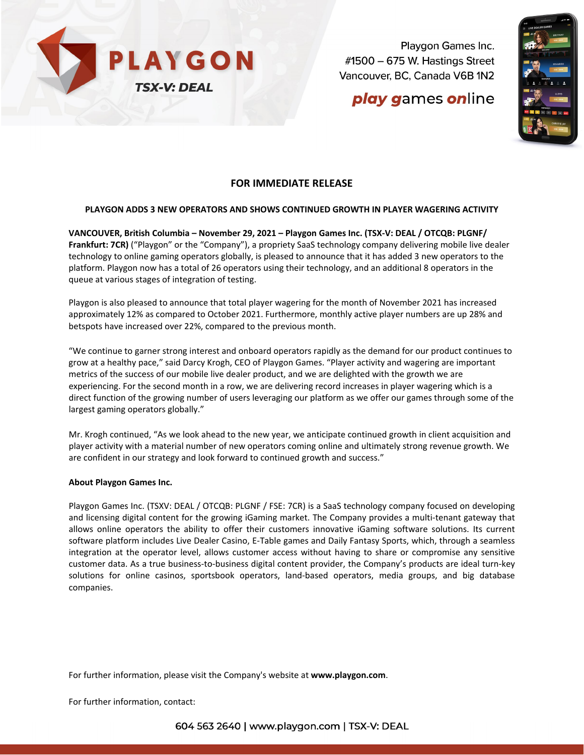Playgon Games Inc.
#1500 – 675 W. Hastings Street
Vancouver, BC, Canada V6B 1N2

**FOR IMMEDIATE RELEASE**

**PLAYGON ADDS 3 NEW OPERATORS AND SHOWS CONTINUED GROWTH IN PLAYER WAGERING ACTIVITY**

**VANCOUVER, British Columbia – November 29, 2021 – Playgon Games Inc. (TSX-V: DEAL / OTCQB: PLGNF/ Frankfurt: 7CR)** ("Playgon" or the "Company"), a propriety SaaS technology company delivering mobile live dealer technology to online gaming operators globally, is pleased to announce that it has added 3 new operators to the platform. Playgon now has a total of 26 operators using their technology, and an additional 8 operators in the queue at various stages of integration of testing.

Playgon is also pleased to announce that total player wagering for the month of November 2021 has increased approximately 12% as compared to October 2021. Furthermore, monthly active player numbers are up 28% and betspots have increased over 22%, compared to the previous month.

"We continue to garner strong interest and onboard operators rapidly as the demand for our product continues to grow at a healthy pace," said Darcy Krogh, CEO of Playgon Games. "Player activity and wagering are important metrics of the success of our mobile live dealer product, and we are delighted with the growth we are experiencing. For the second month in a row, we are delivering record increases in player wagering which is a direct function of the growing number of users leveraging our platform as we offer our games through some of the largest gaming operators globally."

Mr. Krogh continued, "As we look ahead to the new year, we anticipate continued growth in client acquisition and player activity with a material number of new operators coming online and ultimately strong revenue growth. We are confident in our strategy and look forward to continued growth and success."

**About Playgon Games Inc.**

Playgon Games Inc. (TSXV: DEAL / OTCQB: PLGNF / FSE: 7CR) is a SaaS technology company focused on developing and licensing digital content for the growing iGaming market. The Company provides a multi-tenant gateway that allows online operators the ability to offer their customers innovative iGaming software solutions. Its current software platform includes Live Dealer Casino, E-Table games and Daily Fantasy Sports, which, through a seamless integration at the operator level, allows customer access without having to share or compromise any sensitive customer data. As a true business-to-business digital content provider, the Company's products are ideal turn-key solutions for online casinos, sportsbook operators, land-based operators, media groups, and big database companies.

For further information, please visit the Company's website at **www.playgon.com**.

For further information, contact: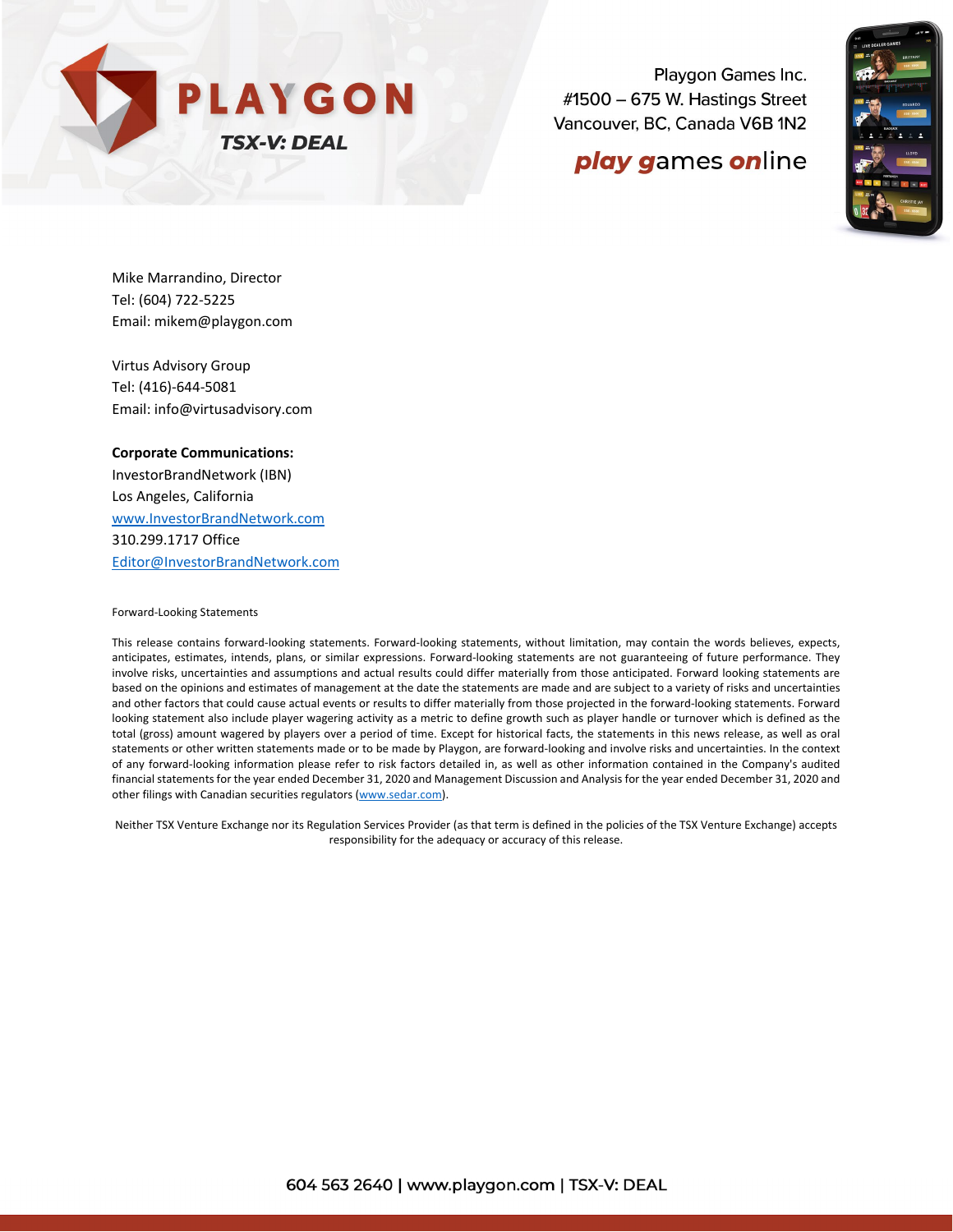Mike Marrandino, Director
Tel: (604) 722-5225
Email: mikem@playgon.com

Virtus Advisory Group
Tel: (416)-644-5081
Email: info@virtusadvisory.com

**Corporate Communications:**
InvestorBrandNetwork (IBN)
Los Angeles, California
[www.InvestorBrandNetwork.com](http://www.InvestorBrandNetwork.com)
310.299.1717 Office
[Editor@InvestorBrandNetwork.com](mailto:Editor@InvestorBrandNetwork.com)

Forward-Looking Statements

This release contains forward-looking statements. Forward-looking statements, without limitation, may contain the words believes, expects, anticipates, estimates, intends, plans, or similar expressions. Forward-looking statements are not guaranteeing of future performance. They involve risks, uncertainties and assumptions and actual results could differ materially from those anticipated. Forward looking statements are based on the opinions and estimates of management at the date the statements are made and are subject to a variety of risks and uncertainties and other factors that could cause actual events or results to differ materially from those projected in the forward-looking statements. Forward looking statement also include player wagering activity as a metric to define growth such as player handle or turnover which is defined as the total (gross) amount wagered by players over a period of time. Except for historical facts, the statements in this news release, as well as oral statements or other written statements made or to be made by Playgon, are forward-looking and involve risks and uncertainties. In the context of any forward-looking information please refer to risk factors detailed in, as well as other information contained in the Company's audited financial statements for the year ended December 31, 2020 and Management Discussion and Analysis for the year ended December 31, 2020 and other filings with Canadian securities regulators ([www.sedar.com](http://www.sedar.com)).

Neither TSX Venture Exchange nor its Regulation Services Provider (as that term is defined in the policies of the TSX Venture Exchange) accepts responsibility for the adequacy or accuracy of this release.